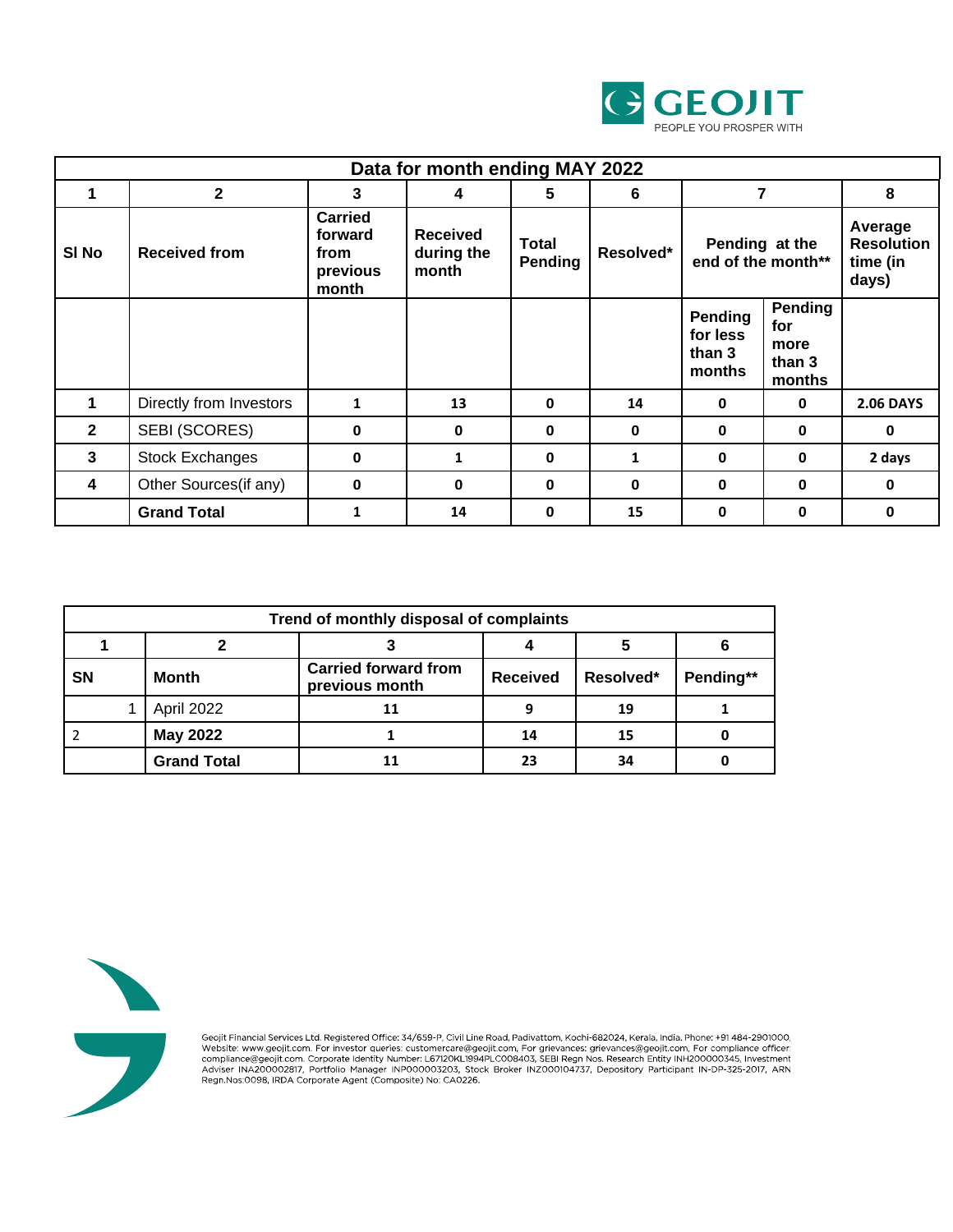GEOJIT
PEOPLE YOU PROSPER WITH

| Data for month ending MAY 2022 | | | | | | | | |
|---|---|---|---|---|---|---|---|---|
| 1 | 2 | 3 | 4 | 5 | 6 | 7 | | 8 |
| Sl No | Received from | Carried forward from previous month | Received during the month | Total Pending | Resolved* | Pending at the end of the month** | | Average Resolution time (in days) |
| | | | | | | Pending for less than 3 months | Pending for more than 3 months | |
| 1 | Directly from Investors | 1 | 13 | 0 | 14 | 0 | 0 | 2.06 DAYS |
| 2 | SEBI (SCORES) | 0 | 0 | 0 | 0 | 0 | 0 | 0 |
| 3 | Stock Exchanges | 0 | 1 | 0 | 1 | 0 | 0 | 2 days |
| 4 | Other Sources(if any) | 0 | 0 | 0 | 0 | 0 | 0 | 0 |
| | Grand Total | 1 | 14 | 0 | 15 | 0 | 0 | 0 |

| Trend of monthly disposal of complaints | | | | | |
|---|---|---|---|---|---|
| 1 | 2 | 3 | 4 | 5 | 6 |
| SN | Month | Carried forward from previous month | Received | Resolved* | Pending** |
| 1 | April 2022 | 11 | 9 | 19 | 1 |
| 2 | May 2022 | 1 | 14 | 15 | 0 |
| | Grand Total | 11 | 23 | 34 | 0 |

Geojit Financial Services Ltd. Registered Office: 34/659-P, Civil Line Road, Padivattom, Kochi-682024, Kerala, India. Phone: +91 484-2901000, Website: www.geojit.com. For investor queries: customercare@geojit.com, For grievances: grievances@geojit.com, For compliance officer: compliance@geojit.com. Corporate Identity Number: L67120KL1994PLC008403, SEBI Regn Nos. Research Entity INH200000345, Investment Adviser INA200002817, Portfolio Manager INP000003203, Stock Broker INZ000104737, Depository Participant IN-DP-325-2017, ARN Regn.Nos:0098, IRDA Corporate Agent (Composite) No: CA0226.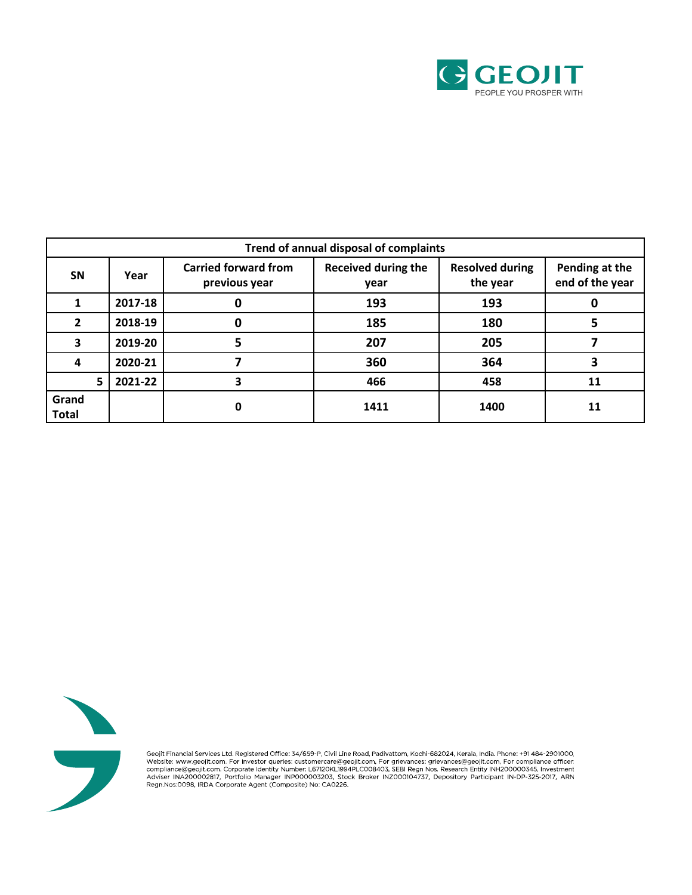| Trend of annual disposal of complaints | | | | | |
|---|---|---|---|---|---|
| **SN** | **Year** | **Carried forward from previous year** | **Received during the year** | **Resolved during the year** | **Pending at the end of the year** |
| **1** | **2017-18** | **0** | **193** | **193** | **0** |
| **2** | **2018-19** | **0** | **185** | **180** | **5** |
| **3** | **2019-20** | **5** | **207** | **205** | **7** |
| **4** | **2020-21** | **7** | **360** | **364** | **3** |
| **5** | **2021-22** | **3** | **466** | **458** | **11** |
| **Grand Total** | | **0** | **1411** | **1400** | **11** |

Geojit Financial Services Ltd. Registered Office: 34/659-P, Civil Line Road, Padivattom, Kochi-682024, Kerala, India. Phone: +91 484-2901000, Website: www.geojit.com. For investor queries: customercare@geojit.com, For grievances: grievances@geojit.com, For compliance officer: compliance@geojit.com. Corporate Identity Number: L67120KL1994PLC008403, SEBI Regn Nos. Research Entity INH200000345, Investment Adviser INA200002817, Portfolio Manager INP000003203, Stock Broker INZ000104737, Depository Participant IN-DP-325-2017, ARN Regn.Nos:0098, IRDA Corporate Agent (Composite) No: CA0226.